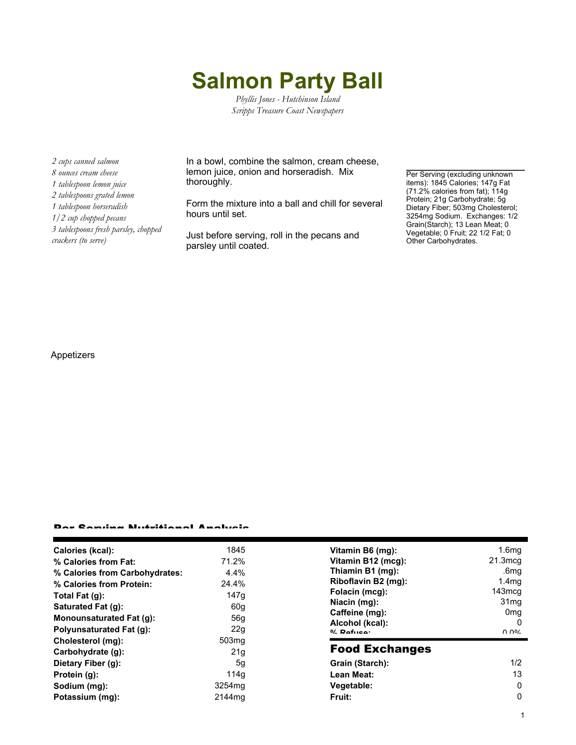# Salmon Party Ball

*Phyllis Jones - Hutchinson Island*
*Scripps Treasure Coast Newspapers*

*2 cups canned salmon*
*8 ounces cream cheese*
*1 tablespoon lemon juice*
*2 tablespoons grated lemon*
*1 tablespoon horseradish*
*1/2 cup chopped pecans*
*3 tablespoons fresh parsley, chopped*
*crackers (to serve)*

In a bowl, combine the salmon, cream cheese, lemon juice, onion and horseradish. Mix thoroughly.

Form the mixture into a ball and chill for several hours until set.

Just before serving, roll in the pecans and parsley until coated.

Per Serving (excluding unknown items): 1845 Calories; 147g Fat (71.2% calories from fat); 114g Protein; 21g Carbohydrate; 5g Dietary Fiber; 503mg Cholesterol; 3254mg Sodium. Exchanges: 1/2 Grain(Starch); 13 Lean Meat; 0 Vegetable; 0 Fruit; 22 1/2 Fat; 0 Other Carbohydrates.

Appetizers

## Per Serving Nutritional Analysis

| | |
|---|---|
| **Calories (kcal):** | 1845 |
| **% Calories from Fat:** | 71.2% |
| **% Calories from Carbohydrates:** | 4.4% |
| **% Calories from Protein:** | 24.4% |
| **Total Fat (g):** | 147g |
| **Saturated Fat (g):** | 60g |
| **Monounsaturated Fat (g):** | 56g |
| **Polyunsaturated Fat (g):** | 22g |
| **Cholesterol (mg):** | 503mg |
| **Carbohydrate (g):** | 21g |
| **Dietary Fiber (g):** | 5g |
| **Protein (g):** | 114g |
| **Sodium (mg):** | 3254mg |
| **Potassium (mg):** | 2144mg |
| **Vitamin B6 (mg):** | 1.6mg |
| **Vitamin B12 (mcg):** | 21.3mcg |
| **Thiamin B1 (mg):** | .6mg |
| **Riboflavin B2 (mg):** | 1.4mg |
| **Folacin (mcg):** | 143mcg |
| **Niacin (mg):** | 31mg |
| **Caffeine (mg):** | 0mg |
| **Alcohol (kcal):** | 0 |
| **% Refuse:** | 0.0% |

## Food Exchanges

| | |
|---|---|
| **Grain (Starch):** | 1/2 |
| **Lean Meat:** | 13 |
| **Vegetable:** | 0 |
| **Fruit:** | 0 |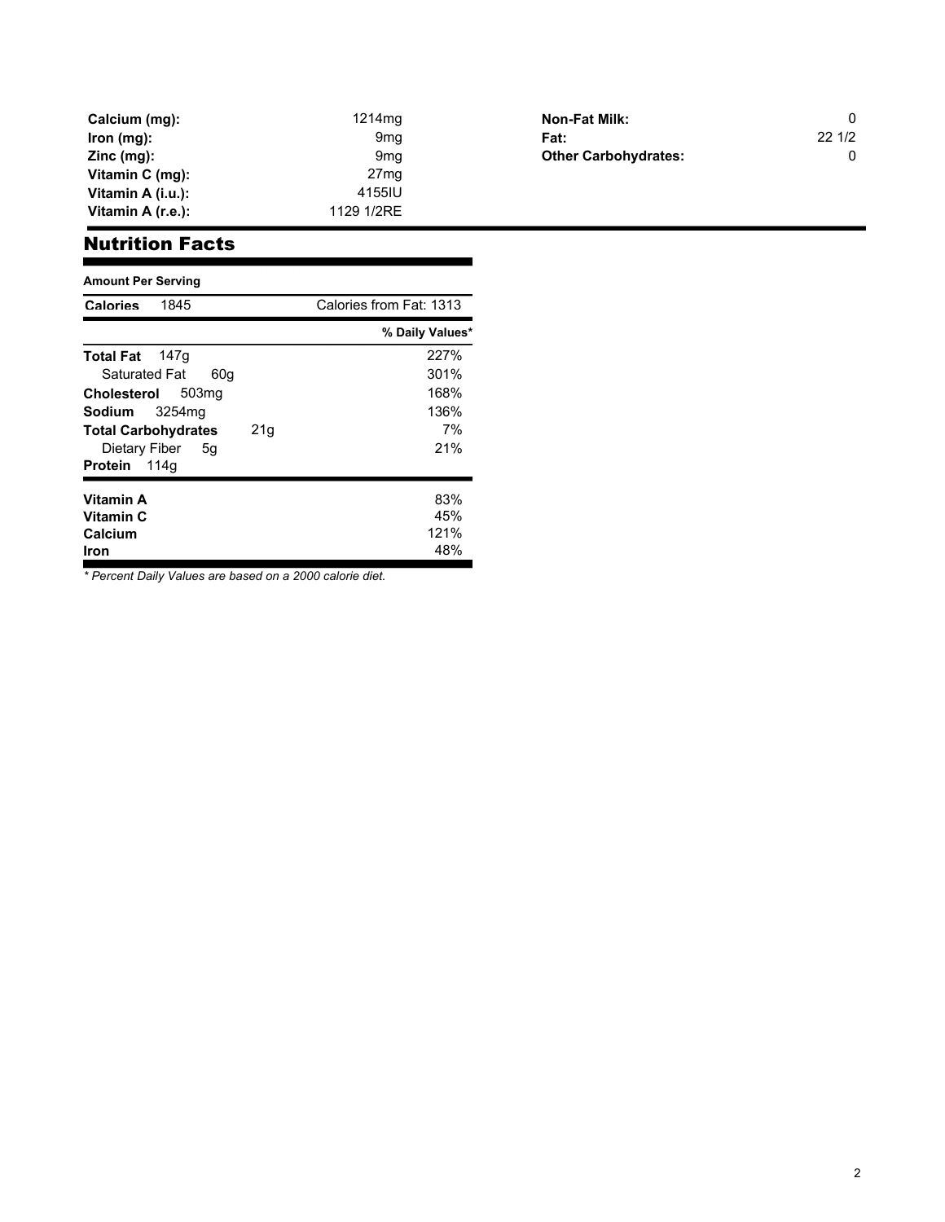| | |
|---|---|
| **Calcium (mg):** | 1214mg |
| **Iron (mg):** | 9mg |
| **Zinc (mg):** | 9mg |
| **Vitamin C (mg):** | 27mg |
| **Vitamin A (i.u.):** | 4155IU |
| **Vitamin A (r.e.):** | 1129 1/2RE |

| | |
|---|---|
| **Non-Fat Milk:** | 0 |
| **Fat:** | 22 1/2 |
| **Other Carbohydrates:** | 0 |

## Nutrition Facts

**Amount Per Serving**

| | |
|---|---|
| **Calories** 1845 | Calories from Fat: 1313 |
| | **% Daily Values*** |
| **Total Fat** 147g | 227% |
| Saturated Fat 60g | 301% |
| **Cholesterol** 503mg | 168% |
| **Sodium** 3254mg | 136% |
| **Total Carbohydrates** 21g | 7% |
| Dietary Fiber 5g | 21% |
| **Protein** 114g | |
| **Vitamin A** | 83% |
| **Vitamin C** | 45% |
| **Calcium** | 121% |
| **Iron** | 48% |

*\* Percent Daily Values are based on a 2000 calorie diet.*